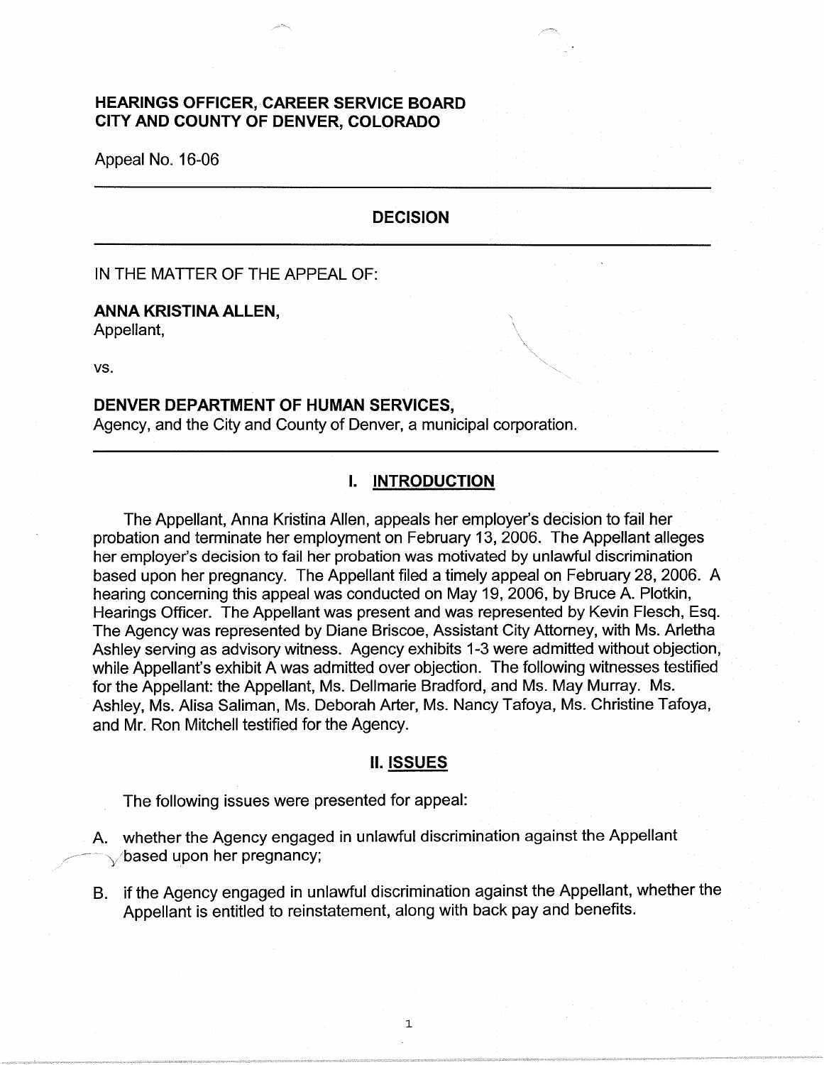**HEARINGS OFFICER, CAREER SERVICE BOARD**
**CITY AND COUNTY OF DENVER, COLORADO**

Appeal No. 16-06

---

## DECISION

---

IN THE MATTER OF THE APPEAL OF:

**ANNA KRISTINA ALLEN,**
Appellant,

vs.

**DENVER DEPARTMENT OF HUMAN SERVICES,**
Agency, and the City and County of Denver, a municipal corporation.

---

## I. INTRODUCTION

The Appellant, Anna Kristina Allen, appeals her employer's decision to fail her probation and terminate her employment on February 13, 2006. The Appellant alleges her employer's decision to fail her probation was motivated by unlawful discrimination based upon her pregnancy. The Appellant filed a timely appeal on February 28, 2006. A hearing concerning this appeal was conducted on May 19, 2006, by Bruce A. Plotkin, Hearings Officer. The Appellant was present and was represented by Kevin Flesch, Esq. The Agency was represented by Diane Briscoe, Assistant City Attorney, with Ms. Arletha Ashley serving as advisory witness. Agency exhibits 1-3 were admitted without objection, while Appellant's exhibit A was admitted over objection. The following witnesses testified for the Appellant: the Appellant, Ms. Dellmarie Bradford, and Ms. May Murray. Ms. Ashley, Ms. Alisa Saliman, Ms. Deborah Arter, Ms. Nancy Tafoya, Ms. Christine Tafoya, and Mr. Ron Mitchell testified for the Agency.

## II. ISSUES

The following issues were presented for appeal:

A. whether the Agency engaged in unlawful discrimination against the Appellant based upon her pregnancy;

B. if the Agency engaged in unlawful discrimination against the Appellant, whether the Appellant is entitled to reinstatement, along with back pay and benefits.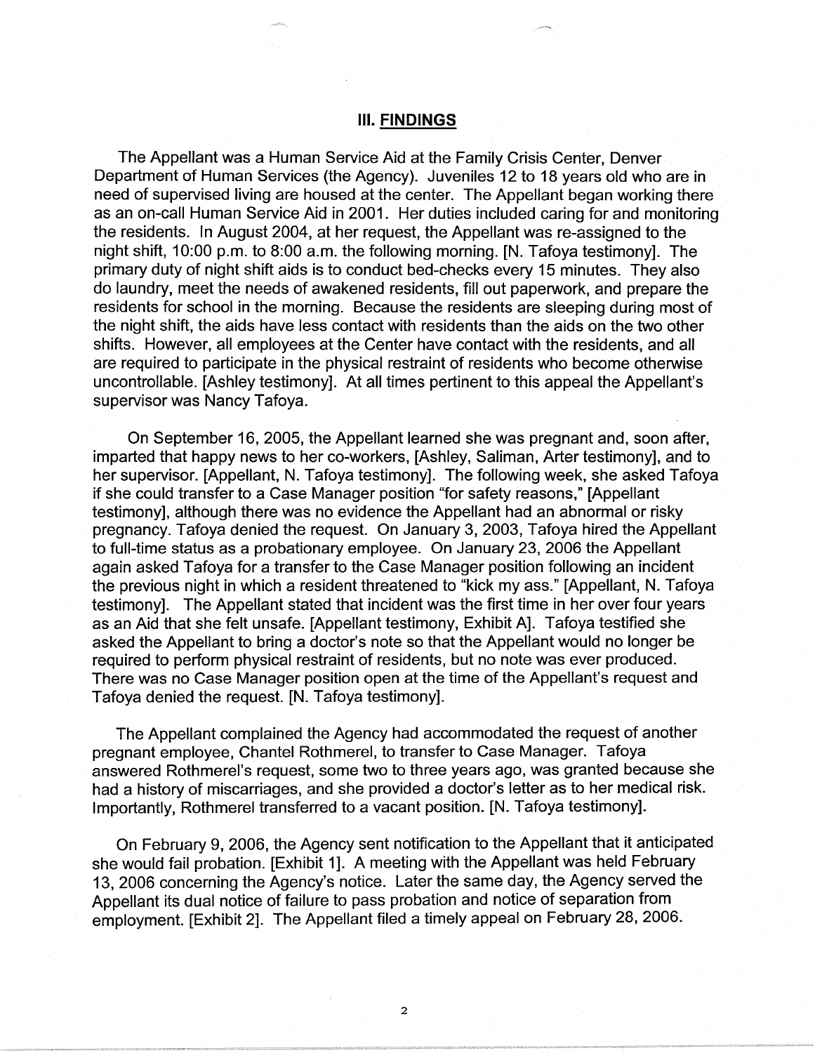## III. FINDINGS

The Appellant was a Human Service Aid at the Family Crisis Center, Denver Department of Human Services (the Agency). Juveniles 12 to 18 years old who are in need of supervised living are housed at the center. The Appellant began working there as an on-call Human Service Aid in 2001. Her duties included caring for and monitoring the residents. In August 2004, at her request, the Appellant was re-assigned to the night shift, 10:00 p.m. to 8:00 a.m. the following morning. [N. Tafoya testimony]. The primary duty of night shift aids is to conduct bed-checks every 15 minutes. They also do laundry, meet the needs of awakened residents, fill out paperwork, and prepare the residents for school in the morning. Because the residents are sleeping during most of the night shift, the aids have less contact with residents than the aids on the two other shifts. However, all employees at the Center have contact with the residents, and all are required to participate in the physical restraint of residents who become otherwise uncontrollable. [Ashley testimony]. At all times pertinent to this appeal the Appellant's supervisor was Nancy Tafoya.

On September 16, 2005, the Appellant learned she was pregnant and, soon after, imparted that happy news to her co-workers, [Ashley, Saliman, Arter testimony], and to her supervisor. [Appellant, N. Tafoya testimony]. The following week, she asked Tafoya if she could transfer to a Case Manager position "for safety reasons," [Appellant testimony], although there was no evidence the Appellant had an abnormal or risky pregnancy. Tafoya denied the request. On January 3, 2003, Tafoya hired the Appellant to full-time status as a probationary employee. On January 23, 2006 the Appellant again asked Tafoya for a transfer to the Case Manager position following an incident the previous night in which a resident threatened to "kick my ass." [Appellant, N. Tafoya testimony]. The Appellant stated that incident was the first time in her over four years as an Aid that she felt unsafe. [Appellant testimony, Exhibit A]. Tafoya testified she asked the Appellant to bring a doctor's note so that the Appellant would no longer be required to perform physical restraint of residents, but no note was ever produced. There was no Case Manager position open at the time of the Appellant's request and Tafoya denied the request. [N. Tafoya testimony].

The Appellant complained the Agency had accommodated the request of another pregnant employee, Chantel Rothmerel, to transfer to Case Manager. Tafoya answered Rothmerel's request, some two to three years ago, was granted because she had a history of miscarriages, and she provided a doctor's letter as to her medical risk. Importantly, Rothmerel transferred to a vacant position. [N. Tafoya testimony].

On February 9, 2006, the Agency sent notification to the Appellant that it anticipated she would fail probation. [Exhibit 1]. A meeting with the Appellant was held February 13, 2006 concerning the Agency's notice. Later the same day, the Agency served the Appellant its dual notice of failure to pass probation and notice of separation from employment. [Exhibit 2]. The Appellant filed a timely appeal on February 28, 2006.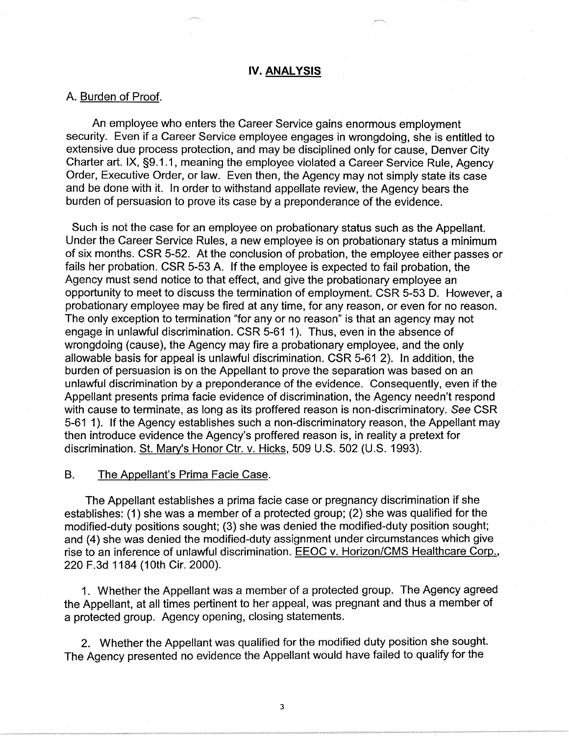## IV. ANALYSIS

A. Burden of Proof.

An employee who enters the Career Service gains enormous employment security. Even if a Career Service employee engages in wrongdoing, she is entitled to extensive due process protection, and may be disciplined only for cause, Denver City Charter art. IX, §9.1.1, meaning the employee violated a Career Service Rule, Agency Order, Executive Order, or law. Even then, the Agency may not simply state its case and be done with it. In order to withstand appellate review, the Agency bears the burden of persuasion to prove its case by a preponderance of the evidence.

Such is not the case for an employee on probationary status such as the Appellant. Under the Career Service Rules, a new employee is on probationary status a minimum of six months. CSR 5-52. At the conclusion of probation, the employee either passes or fails her probation. CSR 5-53 A. If the employee is expected to fail probation, the Agency must send notice to that effect, and give the probationary employee an opportunity to meet to discuss the termination of employment. CSR 5-53 D. However, a probationary employee may be fired at any time, for any reason, or even for no reason. The only exception to termination "for any or no reason" is that an agency may not engage in unlawful discrimination. CSR 5-61 1). Thus, even in the absence of wrongdoing (cause), the Agency may fire a probationary employee, and the only allowable basis for appeal is unlawful discrimination. CSR 5-61 2). In addition, the burden of persuasion is on the Appellant to prove the separation was based on an unlawful discrimination by a preponderance of the evidence. Consequently, even if the Appellant presents prima facie evidence of discrimination, the Agency needn't respond with cause to terminate, as long as its proffered reason is non-discriminatory. *See* CSR 5-61 1). If the Agency establishes such a non-discriminatory reason, the Appellant may then introduce evidence the Agency's proffered reason is, in reality a pretext for discrimination. St. Mary's Honor Ctr. v. Hicks, 509 U.S. 502 (U.S. 1993).

B. The Appellant's Prima Facie Case.

The Appellant establishes a prima facie case or pregnancy discrimination if she establishes: (1) she was a member of a protected group; (2) she was qualified for the modified-duty positions sought; (3) she was denied the modified-duty position sought; and (4) she was denied the modified-duty assignment under circumstances which give rise to an inference of unlawful discrimination. EEOC v. Horizon/CMS Healthcare Corp., 220 F.3d 1184 (10th Cir. 2000).

1. Whether the Appellant was a member of a protected group. The Agency agreed the Appellant, at all times pertinent to her appeal, was pregnant and thus a member of a protected group. Agency opening, closing statements.

2. Whether the Appellant was qualified for the modified duty position she sought. The Agency presented no evidence the Appellant would have failed to qualify for the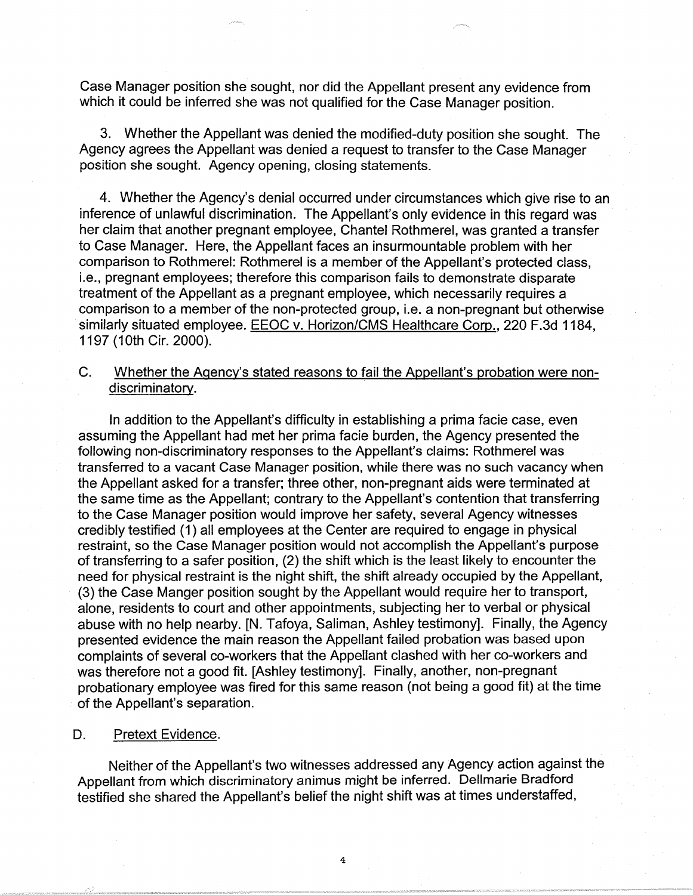Case Manager position she sought, nor did the Appellant present any evidence from which it could be inferred she was not qualified for the Case Manager position.

3. Whether the Appellant was denied the modified-duty position she sought. The Agency agrees the Appellant was denied a request to transfer to the Case Manager position she sought. Agency opening, closing statements.

4. Whether the Agency's denial occurred under circumstances which give rise to an inference of unlawful discrimination. The Appellant's only evidence in this regard was her claim that another pregnant employee, Chantel Rothmerel, was granted a transfer to Case Manager. Here, the Appellant faces an insurmountable problem with her comparison to Rothmerel: Rothmerel is a member of the Appellant's protected class, i.e., pregnant employees; therefore this comparison fails to demonstrate disparate treatment of the Appellant as a pregnant employee, which necessarily requires a comparison to a member of the non-protected group, i.e. a non-pregnant but otherwise similarly situated employee. EEOC v. Horizon/CMS Healthcare Corp., 220 F.3d 1184, 1197 (10th Cir. 2000).

C. Whether the Agency's stated reasons to fail the Appellant's probation were non-discriminatory.

In addition to the Appellant's difficulty in establishing a prima facie case, even assuming the Appellant had met her prima facie burden, the Agency presented the following non-discriminatory responses to the Appellant's claims: Rothmerel was transferred to a vacant Case Manager position, while there was no such vacancy when the Appellant asked for a transfer; three other, non-pregnant aids were terminated at the same time as the Appellant; contrary to the Appellant's contention that transferring to the Case Manager position would improve her safety, several Agency witnesses credibly testified (1) all employees at the Center are required to engage in physical restraint, so the Case Manager position would not accomplish the Appellant's purpose of transferring to a safer position, (2) the shift which is the least likely to encounter the need for physical restraint is the night shift, the shift already occupied by the Appellant, (3) the Case Manger position sought by the Appellant would require her to transport, alone, residents to court and other appointments, subjecting her to verbal or physical abuse with no help nearby. [N. Tafoya, Saliman, Ashley testimony]. Finally, the Agency presented evidence the main reason the Appellant failed probation was based upon complaints of several co-workers that the Appellant clashed with her co-workers and was therefore not a good fit. [Ashley testimony]. Finally, another, non-pregnant probationary employee was fired for this same reason (not being a good fit) at the time of the Appellant's separation.

D. Pretext Evidence.

Neither of the Appellant's two witnesses addressed any Agency action against the Appellant from which discriminatory animus might be inferred. Dellmarie Bradford testified she shared the Appellant's belief the night shift was at times understaffed,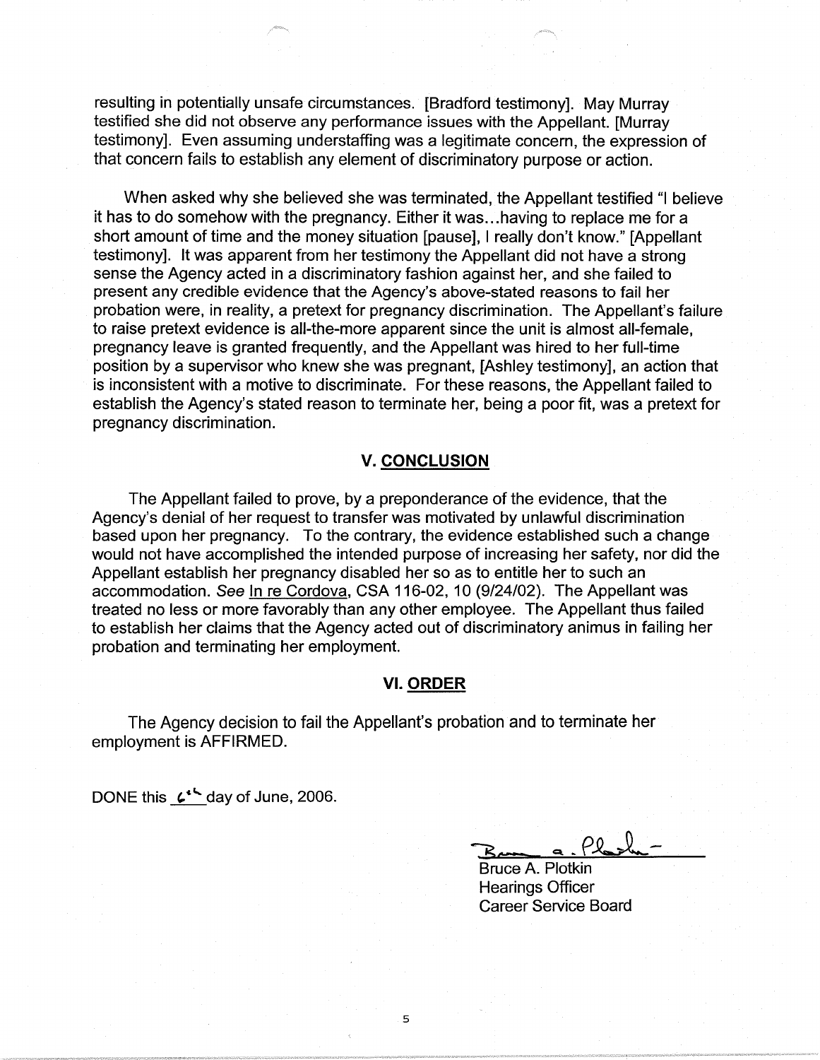resulting in potentially unsafe circumstances. [Bradford testimony]. May Murray testified she did not observe any performance issues with the Appellant. [Murray testimony]. Even assuming understaffing was a legitimate concern, the expression of that concern fails to establish any element of discriminatory purpose or action.

When asked why she believed she was terminated, the Appellant testified "I believe it has to do somehow with the pregnancy. Either it was…having to replace me for a short amount of time and the money situation [pause], I really don't know." [Appellant testimony]. It was apparent from her testimony the Appellant did not have a strong sense the Agency acted in a discriminatory fashion against her, and she failed to present any credible evidence that the Agency's above-stated reasons to fail her probation were, in reality, a pretext for pregnancy discrimination. The Appellant's failure to raise pretext evidence is all-the-more apparent since the unit is almost all-female, pregnancy leave is granted frequently, and the Appellant was hired to her full-time position by a supervisor who knew she was pregnant, [Ashley testimony], an action that is inconsistent with a motive to discriminate. For these reasons, the Appellant failed to establish the Agency's stated reason to terminate her, being a poor fit, was a pretext for pregnancy discrimination.

## V. CONCLUSION

The Appellant failed to prove, by a preponderance of the evidence, that the Agency's denial of her request to transfer was motivated by unlawful discrimination based upon her pregnancy. To the contrary, the evidence established such a change would not have accomplished the intended purpose of increasing her safety, nor did the Appellant establish her pregnancy disabled her so as to entitle her to such an accommodation. *See* In re Cordova, CSA 116-02, 10 (9/24/02). The Appellant was treated no less or more favorably than any other employee. The Appellant thus failed to establish her claims that the Agency acted out of discriminatory animus in failing her probation and terminating her employment.

## VI. ORDER

The Agency decision to fail the Appellant's probation and to terminate her employment is AFFIRMED.

DONE this 6th day of June, 2006.

Bruce A. Plotkin
Hearings Officer
Career Service Board